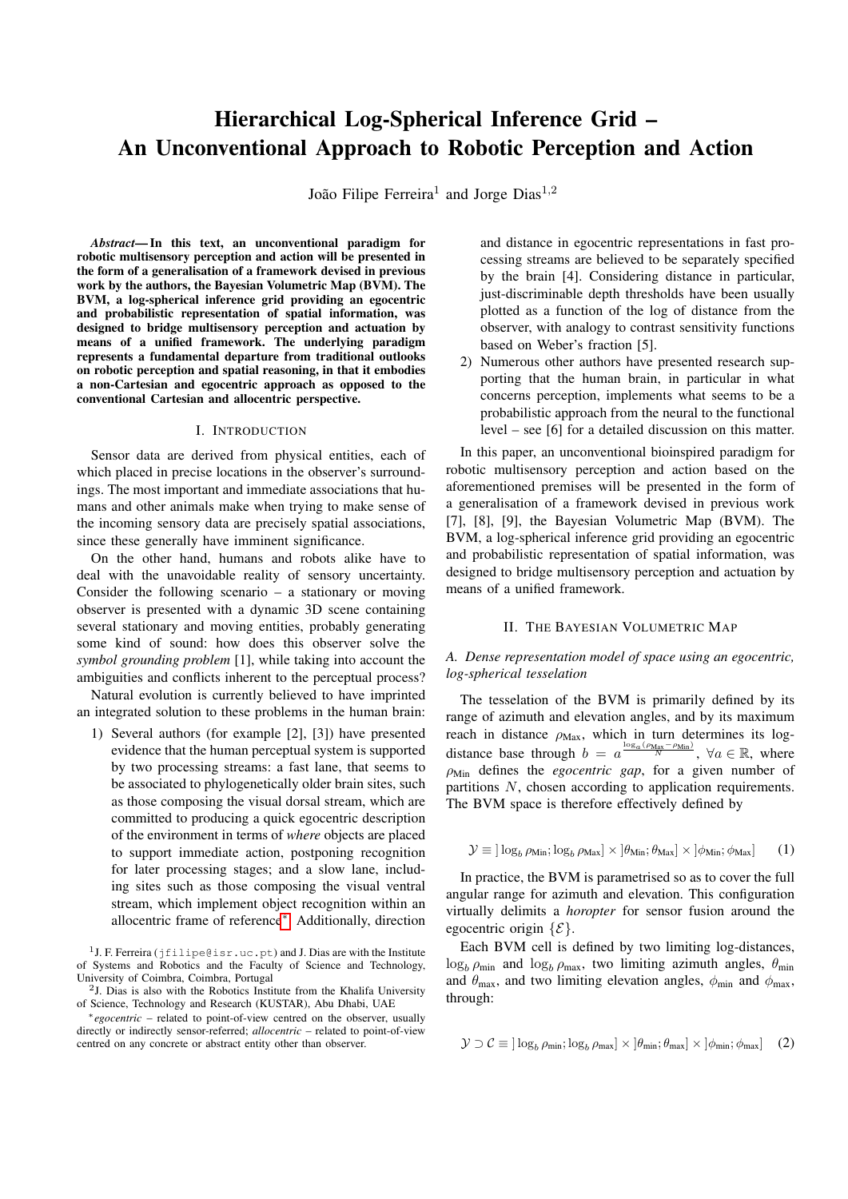# Hierarchical Log-Spherical Inference Grid – An Unconventional Approach to Robotic Perception and Action

João Filipe Ferreira[1] and Jorge Dias[1,2]

***Abstract*— In this text, an unconventional paradigm for robotic multisensory perception and action will be presented in the form of a generalisation of a framework devised in previous work by the authors, the Bayesian Volumetric Map (BVM). The BVM, a log-spherical inference grid providing an egocentric and probabilistic representation of spatial information, was designed to bridge multisensory perception and actuation by means of a unified framework. The underlying paradigm represents a fundamental departure from traditional outlooks on robotic perception and spatial reasoning, in that it embodies a non-Cartesian and egocentric approach as opposed to the conventional Cartesian and allocentric perspective.**

## I. Introduction

Sensor data are derived from physical entities, each of which placed in precise locations in the observer's surroundings. The most important and immediate associations that humans and other animals make when trying to make sense of the incoming sensory data are precisely spatial associations, since these generally have imminent significance.

On the other hand, humans and robots alike have to deal with the unavoidable reality of sensory uncertainty. Consider the following scenario – a stationary or moving observer is presented with a dynamic 3D scene containing several stationary and moving entities, probably generating some kind of sound: how does this observer solve the *symbol grounding problem* [1], while taking into account the ambiguities and conflicts inherent to the perceptual process?

Natural evolution is currently believed to have imprinted an integrated solution to these problems in the human brain:

1. Several authors (for example [2], [3]) have presented evidence that the human perceptual system is supported by two processing streams: a fast lane, that seems to be associated to phylogenetically older brain sites, such as those composing the visual dorsal stream, which are committed to producing a quick egocentric description of the environment in terms of *where* objects are placed to support immediate action, postponing recognition for later processing stages; and a slow lane, including sites such as those composing the visual ventral stream, which implement object recognition within an allocentric frame of reference[*]. Additionally, direction and distance in egocentric representations in fast processing streams are believed to be separately specified by the brain [4]. Considering distance in particular, just-discriminable depth thresholds have been usually plotted as a function of the log of distance from the observer, with analogy to contrast sensitivity functions based on Weber's fraction [5].
2. Numerous other authors have presented research supporting that the human brain, in particular in what concerns perception, implements what seems to be a probabilistic approach from the neural to the functional level – see [6] for a detailed discussion on this matter.

In this paper, an unconventional bioinspired paradigm for robotic multisensory perception and action based on the aforementioned premises will be presented in the form of a generalisation of a framework devised in previous work [7], [8], [9], the Bayesian Volumetric Map (BVM). The BVM, a log-spherical inference grid providing an egocentric and probabilistic representation of spatial information, was designed to bridge multisensory perception and actuation by means of a unified framework.

## II. The Bayesian Volumetric Map

### A. Dense representation model of space using an egocentric, log-spherical tesselation

The tesselation of the BVM is primarily defined by its range of azimuth and elevation angles, and by its maximum reach in distance $\rho_{\mathrm{Max}}$, which in turn determines its log-distance base through $b = a^{\frac{\log_a(\rho_{\mathrm{Max}} - \rho_{\mathrm{Min}})}{N}}$, $\forall a \in \mathbb{R}$, where $\rho_{\mathrm{Min}}$ defines the *egocentric gap*, for a given number of partitions $N$, chosen according to application requirements. The BVM space is therefore effectively defined by

$$\mathcal{Y} \equiv \,]\log_b \rho_{\mathrm{Min}}; \log_b \rho_{\mathrm{Max}}] \times ]\theta_{\mathrm{Min}}; \theta_{\mathrm{Max}}] \times ]\phi_{\mathrm{Min}}; \phi_{\mathrm{Max}}] \tag{1}$$

In practice, the BVM is parametrised so as to cover the full angular range for azimuth and elevation. This configuration virtually delimits a *horopter* for sensor fusion around the egocentric origin $\{\mathcal{E}\}$.

Each BVM cell is defined by two limiting log-distances, $\log_b \rho_{\min}$ and $\log_b \rho_{\max}$, two limiting azimuth angles, $\theta_{\min}$ and $\theta_{\max}$, and two limiting elevation angles, $\phi_{\min}$ and $\phi_{\max}$, through:

$$\mathcal{Y} \supset \mathcal{C} \equiv \,]\log_b \rho_{\min}; \log_b \rho_{\max}] \times ]\theta_{\min}; \theta_{\max}] \times ]\phi_{\min}; \phi_{\max}] \tag{2}$$

---

[1] J. F. Ferreira (jfilipe@isr.uc.pt) and J. Dias are with the Institute of Systems and Robotics and the Faculty of Science and Technology, University of Coimbra, Coimbra, Portugal

[2] J. Dias is also with the Robotics Institute from the Khalifa University of Science, Technology and Research (KUSTAR), Abu Dhabi, UAE

[*] *egocentric* – related to point-of-view centred on the observer, usually directly or indirectly sensor-referred; *allocentric* – related to point-of-view centred on any concrete or abstract entity other than observer.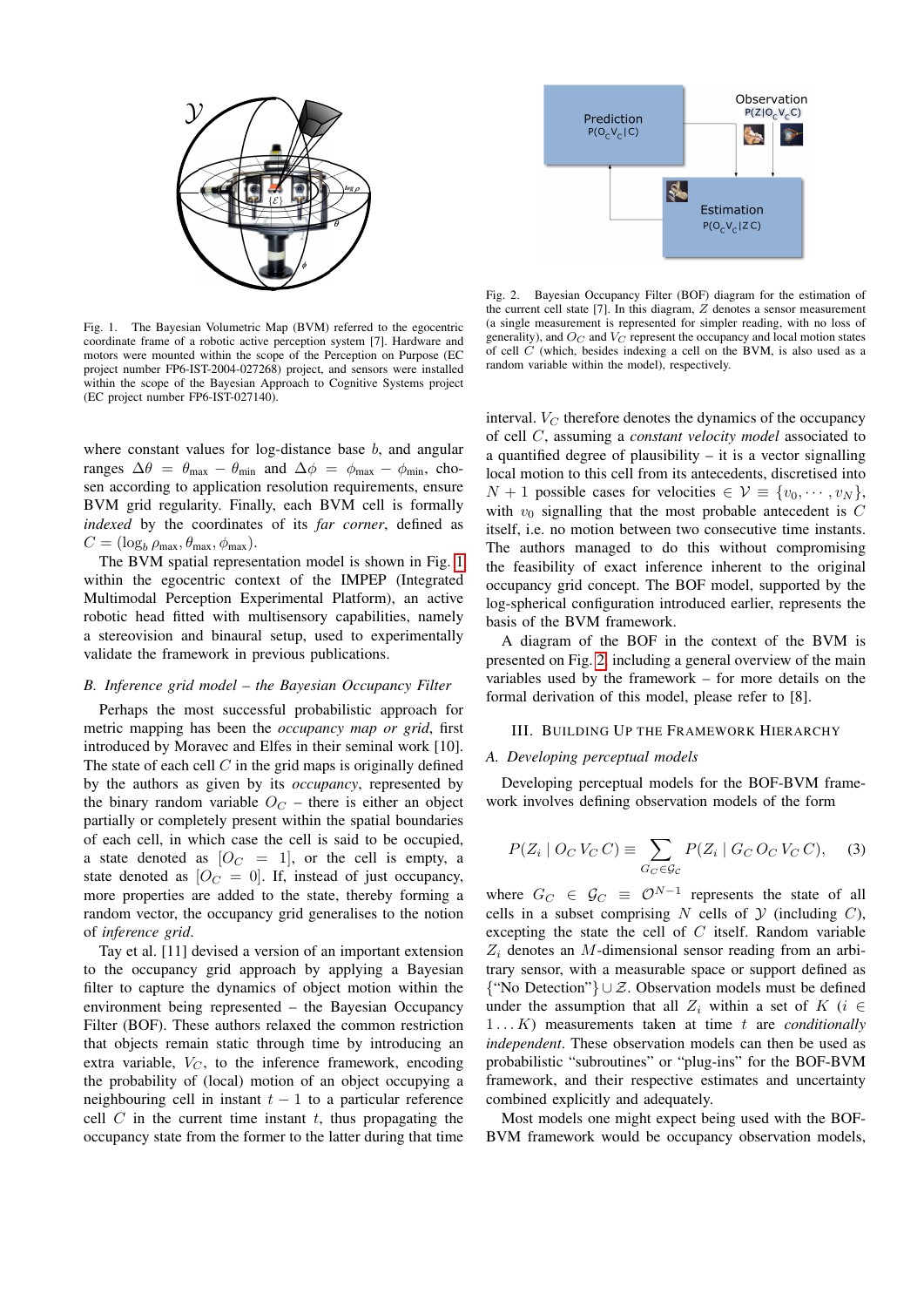Fig. 1. The Bayesian Volumetric Map (BVM) referred to the egocentric coordinate frame of a robotic active perception system [7]. Hardware and motors were mounted within the scope of the Perception on Purpose (EC project number FP6-IST-2004-027268) project, and sensors were installed within the scope of the Bayesian Approach to Cognitive Systems project (EC project number FP6-IST-027140).

where constant values for log-distance base $b$, and angular ranges $\Delta\theta = \theta_{\max} - \theta_{\min}$ and $\Delta\phi = \phi_{\max} - \phi_{\min}$, chosen according to application resolution requirements, ensure BVM grid regularity. Finally, each BVM cell is formally *indexed* by the coordinates of its *far corner*, defined as $C = (\log_b \rho_{\max}, \theta_{\max}, \phi_{\max})$.

The BVM spatial representation model is shown in Fig. 1 within the egocentric context of the IMPEP (Integrated Multimodal Perception Experimental Platform), an active robotic head fitted with multisensory capabilities, namely a stereovision and binaural setup, used to experimentally validate the framework in previous publications.

### B. Inference grid model – the Bayesian Occupancy Filter

Perhaps the most successful probabilistic approach for metric mapping has been the *occupancy map or grid*, first introduced by Moravec and Elfes in their seminal work [10]. The state of each cell $C$ in the grid maps is originally defined by the authors as given by its *occupancy*, represented by the binary random variable $O_C$ – there is either an object partially or completely present within the spatial boundaries of each cell, in which case the cell is said to be occupied, a state denoted as $[O_C = 1]$, or the cell is empty, a state denoted as $[O_C = 0]$. If, instead of just occupancy, more properties are added to the state, thereby forming a random vector, the occupancy grid generalises to the notion of *inference grid*.

Tay et al. [11] devised a version of an important extension to the occupancy grid approach by applying a Bayesian filter to capture the dynamics of object motion within the environment being represented – the Bayesian Occupancy Filter (BOF). These authors relaxed the common restriction that objects remain static through time by introducing an extra variable, $V_C$, to the inference framework, encoding the probability of (local) motion of an object occupying a neighbouring cell in instant $t-1$ to a particular reference cell $C$ in the current time instant $t$, thus propagating the occupancy state from the former to the latter during that time interval. $V_C$ therefore denotes the dynamics of the occupancy of cell $C$, assuming a *constant velocity model* associated to a quantified degree of plausibility – it is a vector signalling local motion to this cell from its antecedents, discretised into $N+1$ possible cases for velocities $\in \mathcal{V} \equiv \{v_0, \cdots, v_N\}$, with $v_0$ signalling that the most probable antecedent is $C$ itself, i.e. no motion between two consecutive time instants. The authors managed to do this without compromising the feasibility of exact inference inherent to the original occupancy grid concept. The BOF model, supported by the log-spherical configuration introduced earlier, represents the basis of the BVM framework.

Fig. 2. Bayesian Occupancy Filter (BOF) diagram for the estimation of the current cell state [7]. In this diagram, $Z$ denotes a sensor measurement (a single measurement is represented for simpler reading, with no loss of generality), and $O_C$ and $V_C$ represent the occupancy and local motion states of cell $C$ (which, besides indexing a cell on the BVM, is also used as a random variable within the model), respectively.

A diagram of the BOF in the context of the BVM is presented on Fig. 2 including a general overview of the main variables used by the framework – for more details on the formal derivation of this model, please refer to [8].

## III. Building Up the Framework Hierarchy

### A. Developing perceptual models

Developing perceptual models for the BOF-BVM framework involves defining observation models of the form

$$P(Z_i \mid O_C\, V_C\, C) \equiv \sum_{G_C \in \mathcal{G}_C} P(Z_i \mid G_C\, O_C\, V_C\, C), \quad (3)$$

where $G_C \in \mathcal{G}_C \equiv \mathcal{O}^{N-1}$ represents the state of all cells in a subset comprising $N$ cells of $\mathcal{Y}$ (including $C$), excepting the state the cell of $C$ itself. Random variable $Z_i$ denotes an $M$-dimensional sensor reading from an arbitrary sensor, with a measurable space or support defined as $\{\text{"No Detection"}\} \cup \mathcal{Z}$. Observation models must be defined under the assumption that all $Z_i$ within a set of $K$ ($i \in 1 \ldots K$) measurements taken at time $t$ are *conditionally independent*. These observation models can then be used as probabilistic "subroutines" or "plug-ins" for the BOF-BVM framework, and their respective estimates and uncertainty combined explicitly and adequately.

Most models one might expect being used with the BOF-BVM framework would be occupancy observation models,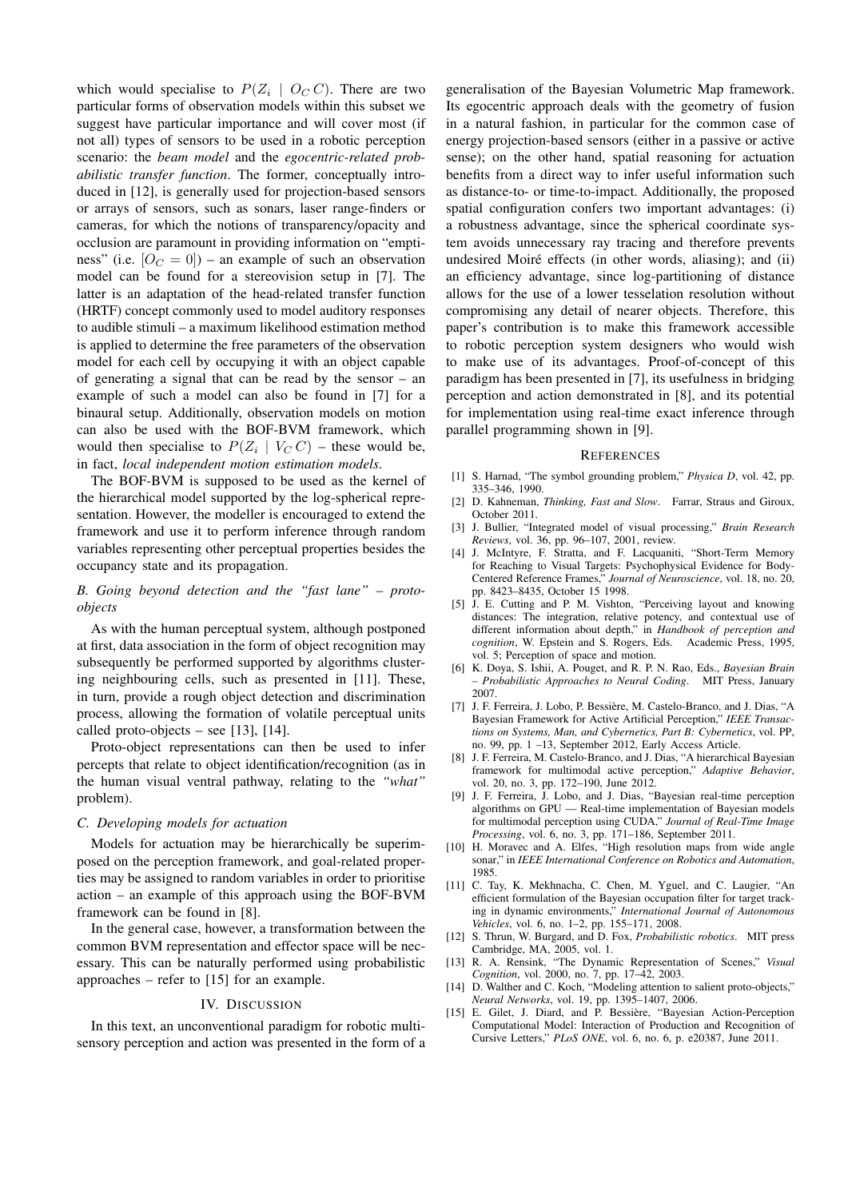which would specialise to $P(Z_i \mid O_C\, C)$. There are two particular forms of observation models within this subset we suggest have particular importance and will cover most (if not all) types of sensors to be used in a robotic perception scenario: the *beam model* and the *egocentric-related probabilistic transfer function*. The former, conceptually introduced in [12], is generally used for projection-based sensors or arrays of sensors, such as sonars, laser range-finders or cameras, for which the notions of transparency/opacity and occlusion are paramount in providing information on "emptiness" (i.e. $[O_C = 0]$) – an example of such an observation model can be found for a stereovision setup in [7]. The latter is an adaptation of the head-related transfer function (HRTF) concept commonly used to model auditory responses to audible stimuli – a maximum likelihood estimation method is applied to determine the free parameters of the observation model for each cell by occupying it with an object capable of generating a signal that can be read by the sensor – an example of such a model can also be found in [7] for a binaural setup. Additionally, observation models on motion can also be used with the BOF-BVM framework, which would then specialise to $P(Z_i \mid V_C\, C)$ – these would be, in fact, *local independent motion estimation models*.

The BOF-BVM is supposed to be used as the kernel of the hierarchical model supported by the log-spherical representation. However, the modeller is encouraged to extend the framework and use it to perform inference through random variables representing other perceptual properties besides the occupancy state and its propagation.

### *B. Going beyond detection and the "fast lane" – proto-objects*

As with the human perceptual system, although postponed at first, data association in the form of object recognition may subsequently be performed supported by algorithms clustering neighbouring cells, such as presented in [11]. These, in turn, provide a rough object detection and discrimination process, allowing the formation of volatile perceptual units called proto-objects – see [13], [14].

Proto-object representations can then be used to infer percepts that relate to object identification/recognition (as in the human visual ventral pathway, relating to the *"what"* problem).

### *C. Developing models for actuation*

Models for actuation may be hierarchically be superimposed on the perception framework, and goal-related properties may be assigned to random variables in order to prioritise action – an example of this approach using the BOF-BVM framework can be found in [8].

In the general case, however, a transformation between the common BVM representation and effector space will be necessary. This can be naturally performed using probabilistic approaches – refer to [15] for an example.

## IV. Discussion

In this text, an unconventional paradigm for robotic multisensory perception and action was presented in the form of a generalisation of the Bayesian Volumetric Map framework. Its egocentric approach deals with the geometry of fusion in a natural fashion, in particular for the common case of energy projection-based sensors (either in a passive or active sense); on the other hand, spatial reasoning for actuation benefits from a direct way to infer useful information such as distance-to- or time-to-impact. Additionally, the proposed spatial configuration confers two important advantages: (i) a robustness advantage, since the spherical coordinate system avoids unnecessary ray tracing and therefore prevents undesired Moiré effects (in other words, aliasing); and (ii) an efficiency advantage, since log-partitioning of distance allows for the use of a lower tesselation resolution without compromising any detail of nearer objects. Therefore, this paper's contribution is to make this framework accessible to robotic perception system designers who would wish to make use of its advantages. Proof-of-concept of this paradigm has been presented in [7], its usefulness in bridging perception and action demonstrated in [8], and its potential for implementation using real-time exact inference through parallel programming shown in [9].

## References

[1] S. Harnad, "The symbol grounding problem," *Physica D*, vol. 42, pp. 335–346, 1990.

[2] D. Kahneman, *Thinking, Fast and Slow*. Farrar, Straus and Giroux, October 2011.

[3] J. Bullier, "Integrated model of visual processing," *Brain Research Reviews*, vol. 36, pp. 96–107, 2001, review.

[4] J. McIntyre, F. Stratta, and F. Lacquaniti, "Short-Term Memory for Reaching to Visual Targets: Psychophysical Evidence for Body-Centered Reference Frames," *Journal of Neuroscience*, vol. 18, no. 20, pp. 8423–8435, October 15 1998.

[5] J. E. Cutting and P. M. Vishton, "Perceiving layout and knowing distances: The integration, relative potency, and contextual use of different information about depth," in *Handbook of perception and cognition*, W. Epstein and S. Rogers, Eds. Academic Press, 1995, vol. 5; Perception of space and motion.

[6] K. Doya, S. Ishii, A. Pouget, and R. P. N. Rao, Eds., *Bayesian Brain – Probabilistic Approaches to Neural Coding*. MIT Press, January 2007.

[7] J. F. Ferreira, J. Lobo, P. Bessière, M. Castelo-Branco, and J. Dias, "A Bayesian Framework for Active Artificial Perception," *IEEE Transactions on Systems, Man, and Cybernetics, Part B: Cybernetics*, vol. PP, no. 99, pp. 1 –13, September 2012, Early Access Article.

[8] J. F. Ferreira, M. Castelo-Branco, and J. Dias, "A hierarchical Bayesian framework for multimodal active perception," *Adaptive Behavior*, vol. 20, no. 3, pp. 172–190, June 2012.

[9] J. F. Ferreira, J. Lobo, and J. Dias, "Bayesian real-time perception algorithms on GPU — Real-time implementation of Bayesian models for multimodal perception using CUDA," *Journal of Real-Time Image Processing*, vol. 6, no. 3, pp. 171–186, September 2011.

[10] H. Moravec and A. Elfes, "High resolution maps from wide angle sonar," in *IEEE International Conference on Robotics and Automation*, 1985.

[11] C. Tay, K. Mekhnacha, C. Chen, M. Yguel, and C. Laugier, "An efficient formulation of the Bayesian occupation filter for target tracking in dynamic environments," *International Journal of Autonomous Vehicles*, vol. 6, no. 1–2, pp. 155–171, 2008.

[12] S. Thrun, W. Burgard, and D. Fox, *Probabilistic robotics*. MIT press Cambridge, MA, 2005, vol. 1.

[13] R. A. Rensink, "The Dynamic Representation of Scenes," *Visual Cognition*, vol. 2000, no. 7, pp. 17–42, 2003.

[14] D. Walther and C. Koch, "Modeling attention to salient proto-objects," *Neural Networks*, vol. 19, pp. 1395–1407, 2006.

[15] E. Gilet, J. Diard, and P. Bessière, "Bayesian Action-Perception Computational Model: Interaction of Production and Recognition of Cursive Letters," *PLoS ONE*, vol. 6, no. 6, p. e20387, June 2011.